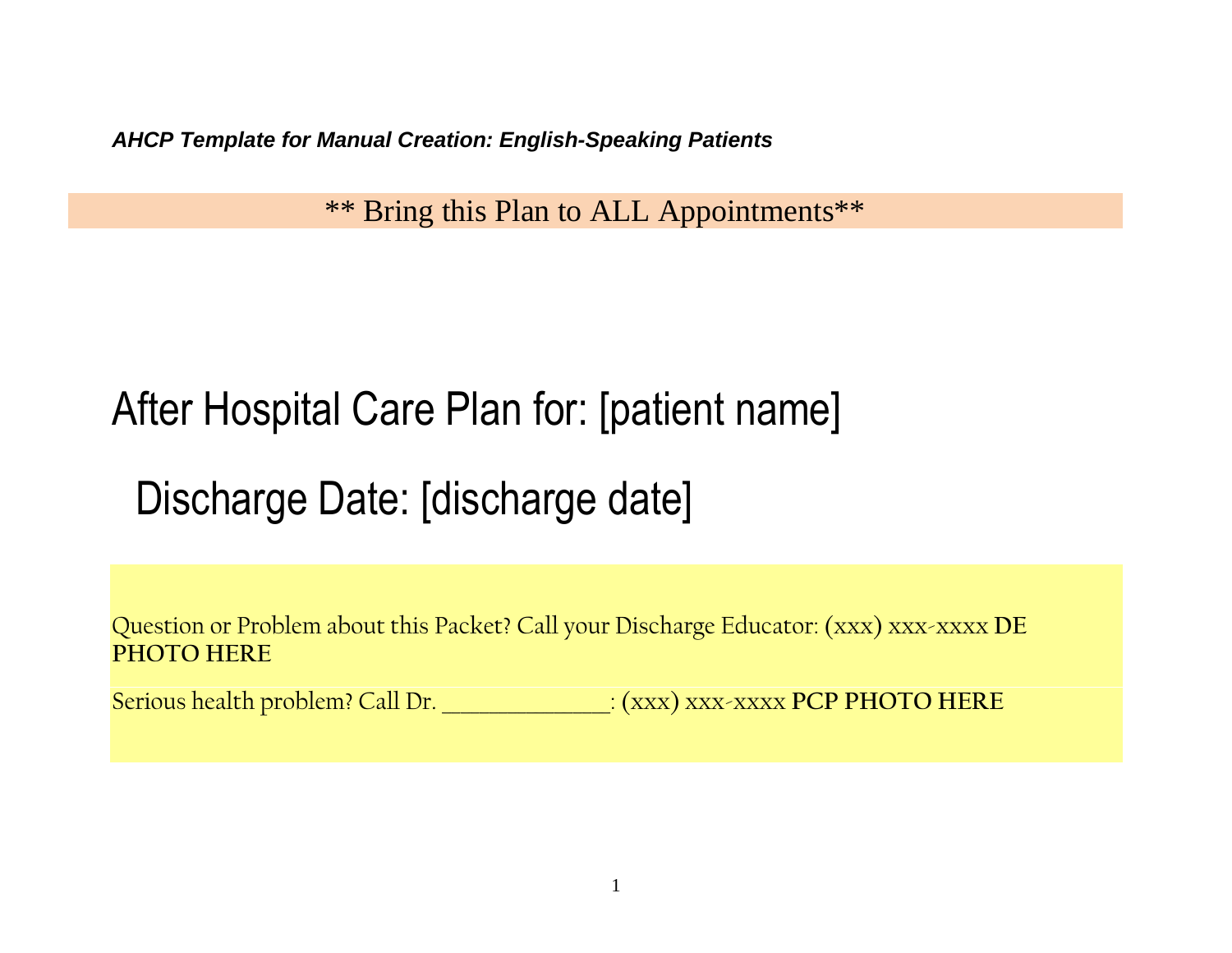***AHCP Template for Manual Creation: English-Speaking Patients***

** Bring this Plan to ALL Appointments**

# After Hospital Care Plan for: [patient name]

## Discharge Date: [discharge date]

Question or Problem about this Packet? Call your Discharge Educator: (xxx) xxx-xxxx **DE PHOTO HERE**

Serious health problem? Call Dr. _______________: (xxx) xxx-xxxx **PCP PHOTO HERE**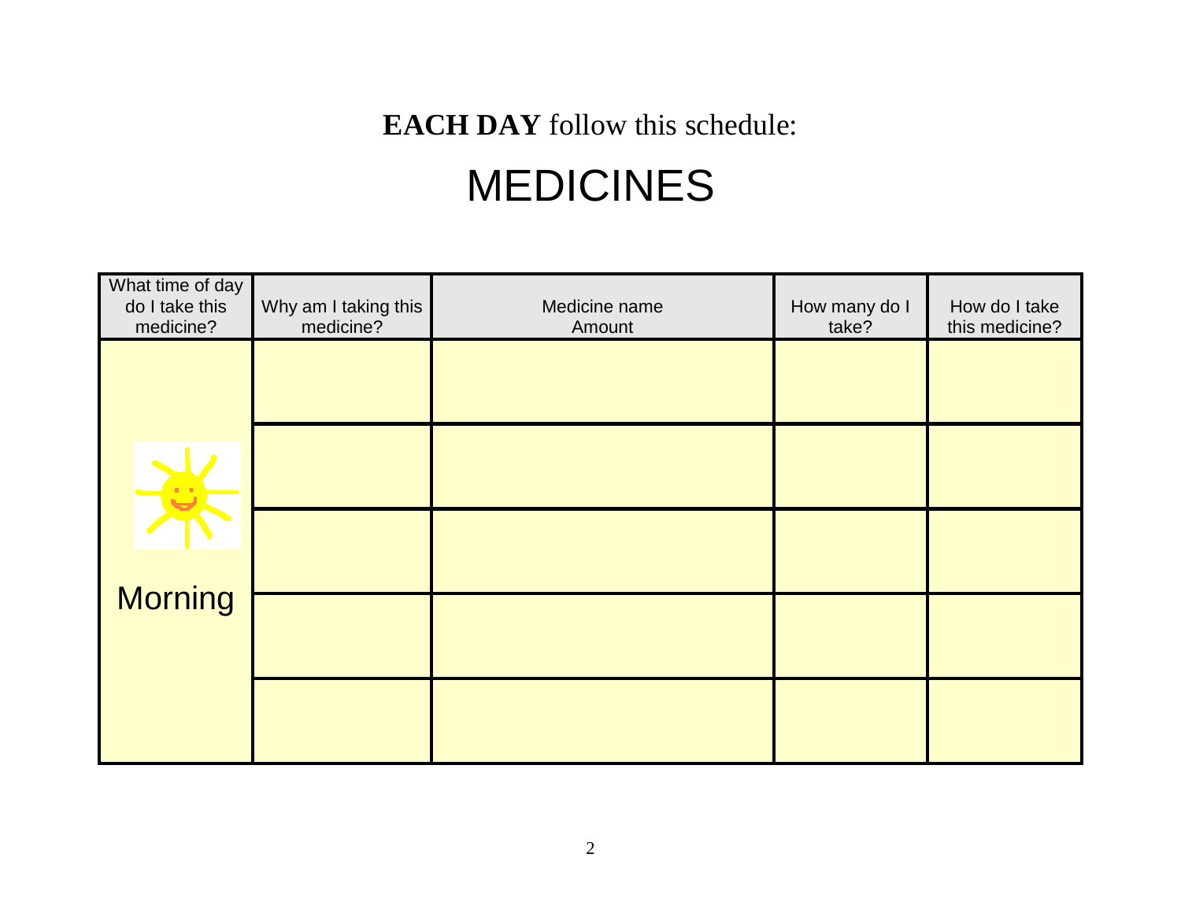**EACH DAY** follow this schedule:

# MEDICINES

| What time of day do I take this medicine? | Why am I taking this medicine? | Medicine name Amount | How many do I take? | How do I take this medicine? |
|---|---|---|---|---|
| Morning | | | | |
| | | | | |
| | | | | |
| | | | | |
| | | | | |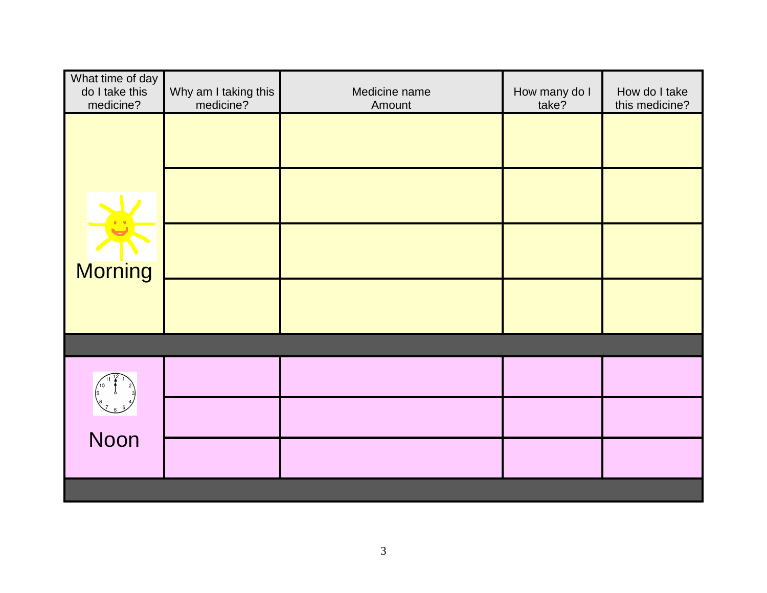| What time of day do I take this medicine? | Why am I taking this medicine? | Medicine name<br>Amount | How many do I take? | How do I take this medicine? |
|---|---|---|---|---|
| Morning | | | | |
| | | | | |
| | | | | |
| | | | | |
| | | | | |
| Noon | | | | |
| | | | | |
| | | | | |
| | | | | |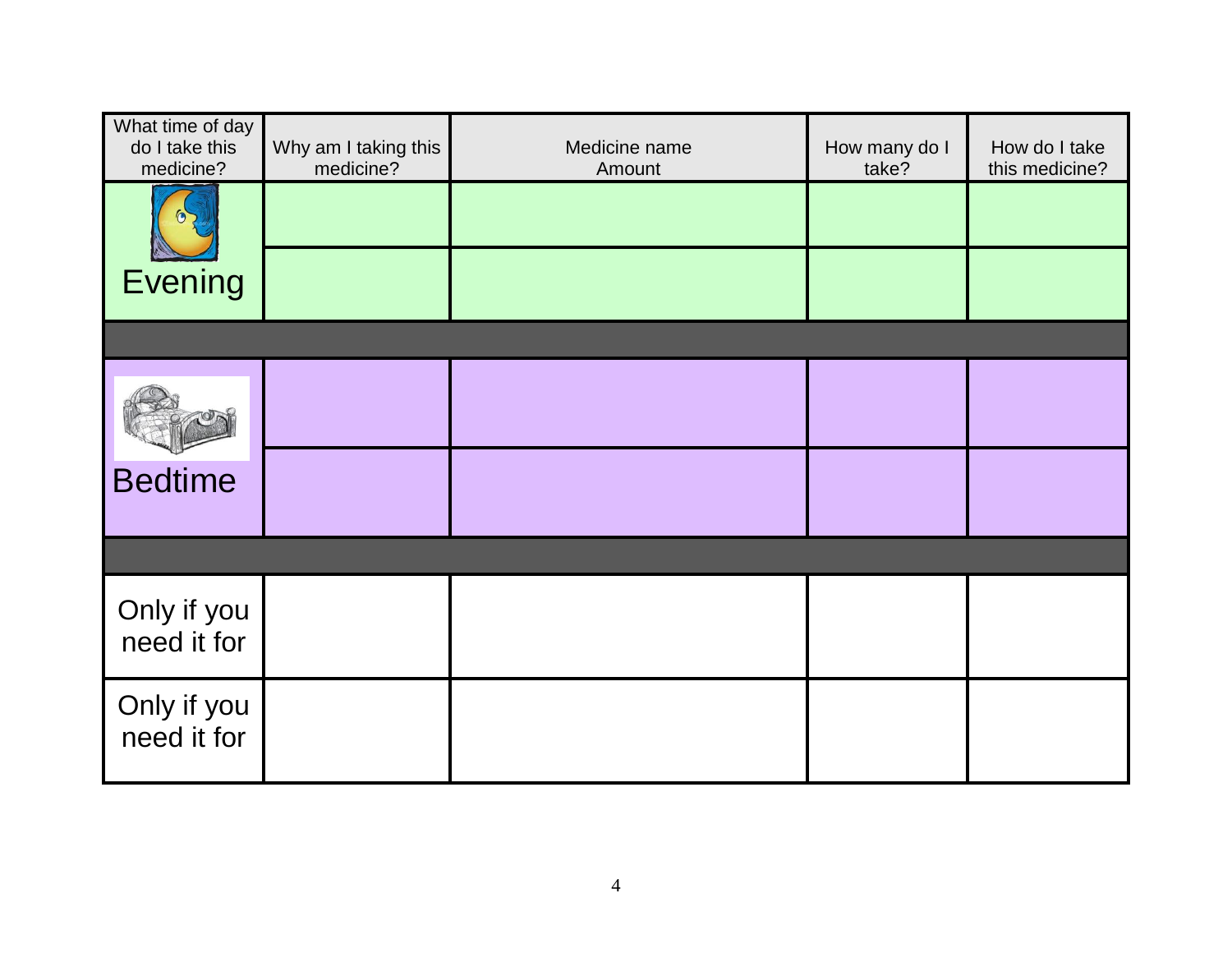| What time of day do I take this medicine? | Why am I taking this medicine? | Medicine name Amount | How many do I take? | How do I take this medicine? |
|---|---|---|---|---|
| Evening | | | | |
| | | | | |
| | | | | |
| Bedtime | | | | |
| | | | | |
| | | | | |
| Only if you need it for | | | | |
| Only if you need it for | | | | |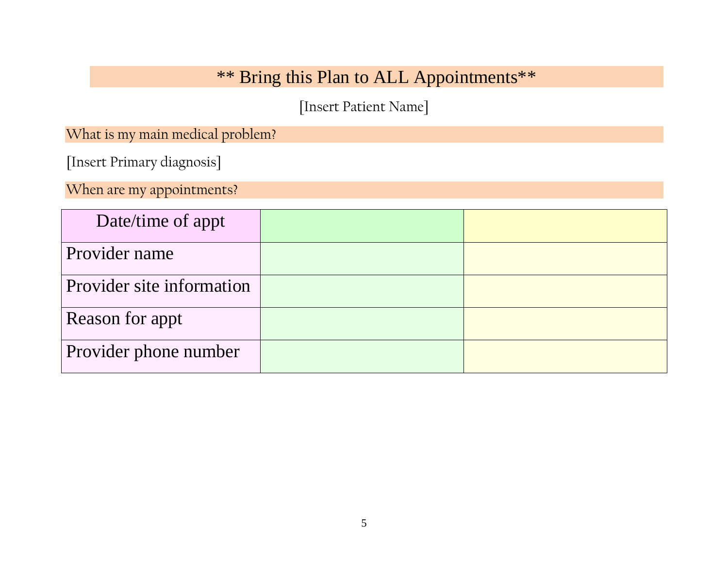## ** Bring this Plan to ALL Appointments**

[Insert Patient Name]

### What is my main medical problem?

[Insert Primary diagnosis]

### When are my appointments?

| Date/time of appt | | |
|---|---|---|
| Provider name | | |
| Provider site information | | |
| Reason for appt | | |
| Provider phone number | | |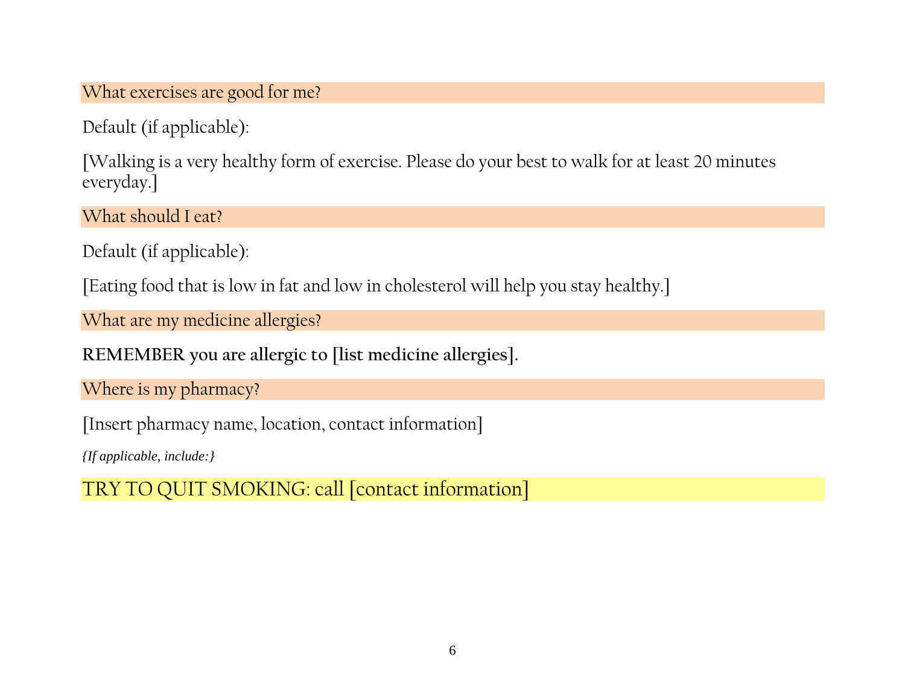### What exercises are good for me?

Default (if applicable):

[Walking is a very healthy form of exercise. Please do your best to walk for at least 20 minutes everyday.]

### What should I eat?

Default (if applicable):

[Eating food that is low in fat and low in cholesterol will help you stay healthy.]

### What are my medicine allergies?

**REMEMBER you are allergic to [list medicine allergies].**

### Where is my pharmacy?

[Insert pharmacy name, location, contact information]

*{If applicable, include:}*

TRY TO QUIT SMOKING: call [contact information]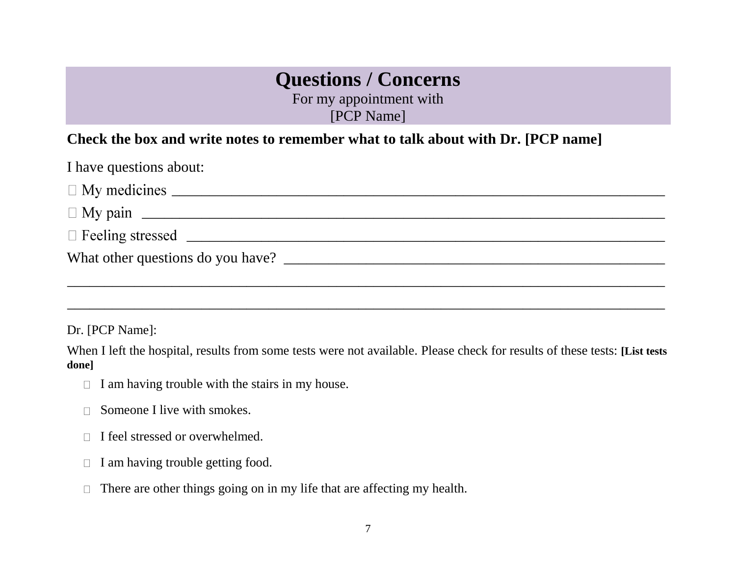# Questions / Concerns

For my appointment with
[PCP Name]

**Check the box and write notes to remember what to talk about with Dr. [PCP name]**

I have questions about:

☐ My medicines ________________________________________________________________

☐ My pain ___________________________________________________________________

☐ Feeling stressed ____________________________________________________________

What other questions do you have? ______________________________________________

___________________________________________________________________________

___________________________________________________________________________

Dr. [PCP Name]:

When I left the hospital, results from some tests were not available. Please check for results of these tests: **[List tests done]**

- ☐ I am having trouble with the stairs in my house.
- ☐ Someone I live with smokes.
- ☐ I feel stressed or overwhelmed.
- ☐ I am having trouble getting food.
- ☐ There are other things going on in my life that are affecting my health.